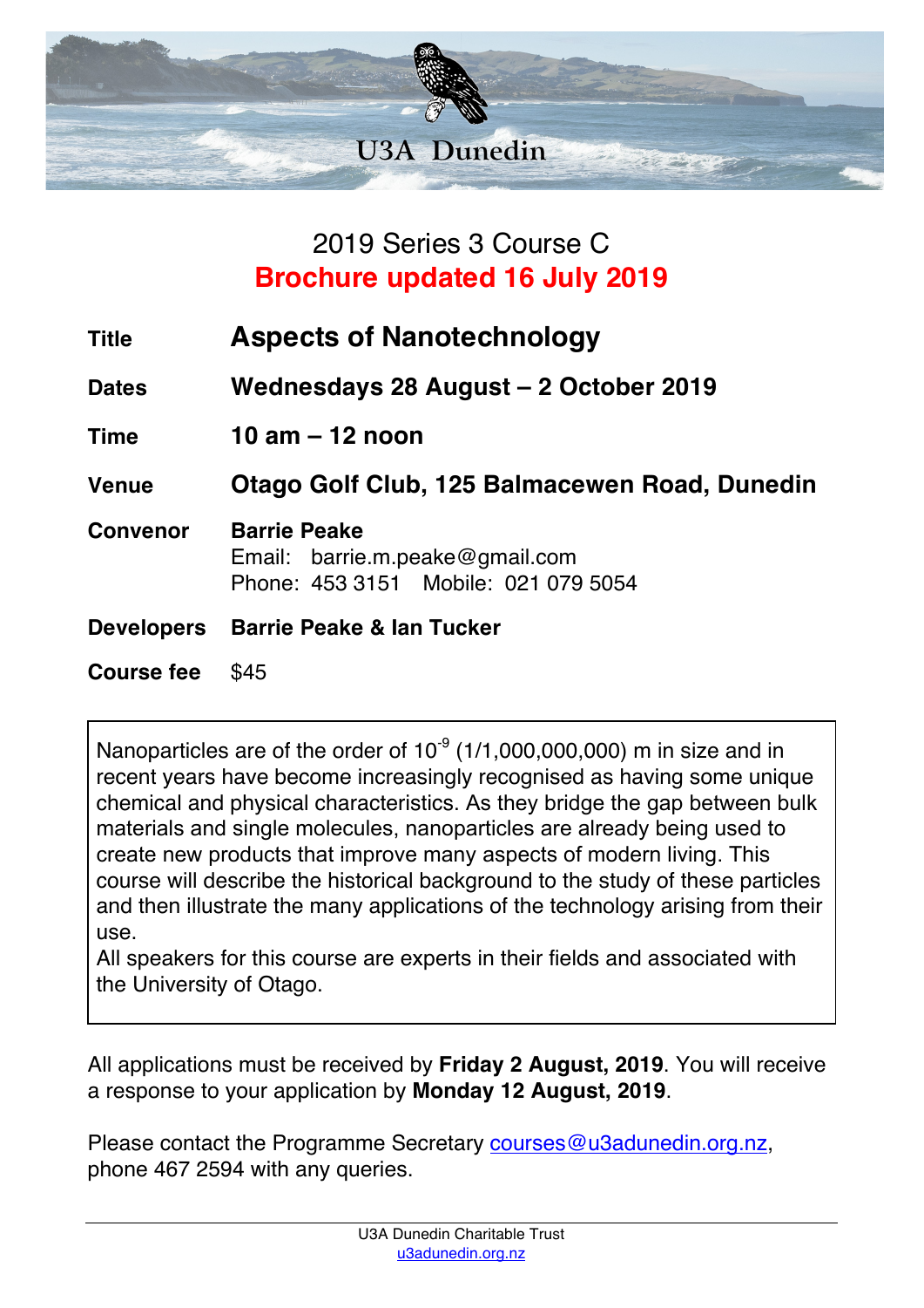U3A Dunedin

## 2019 Series 3 Course C

**Brochure updated 16 July 2019**

| | |
|---|---|
| **Title** | **Aspects of Nanotechnology** |
| **Dates** | **Wednesdays 28 August – 2 October 2019** |
| **Time** | **10 am – 12 noon** |
| **Venue** | **Otago Golf Club, 125 Balmacewen Road, Dunedin** |
| **Convenor** | **Barrie Peake**<br>Email: barrie.m.peake@gmail.com<br>Phone: 453 3151 Mobile: 021 079 5054 |
| **Developers** | **Barrie Peake & Ian Tucker** |
| **Course fee** | $45 |

Nanoparticles are of the order of $10^{-9}$ (1/1,000,000,000) m in size and in recent years have become increasingly recognised as having some unique chemical and physical characteristics. As they bridge the gap between bulk materials and single molecules, nanoparticles are already being used to create new products that improve many aspects of modern living. This course will describe the historical background to the study of these particles and then illustrate the many applications of the technology arising from their use.
All speakers for this course are experts in their fields and associated with the University of Otago.

All applications must be received by **Friday 2 August, 2019**. You will receive a response to your application by **Monday 12 August, 2019**.

Please contact the Programme Secretary courses@u3adunedin.org.nz, phone 467 2594 with any queries.

U3A Dunedin Charitable Trust
u3adunedin.org.nz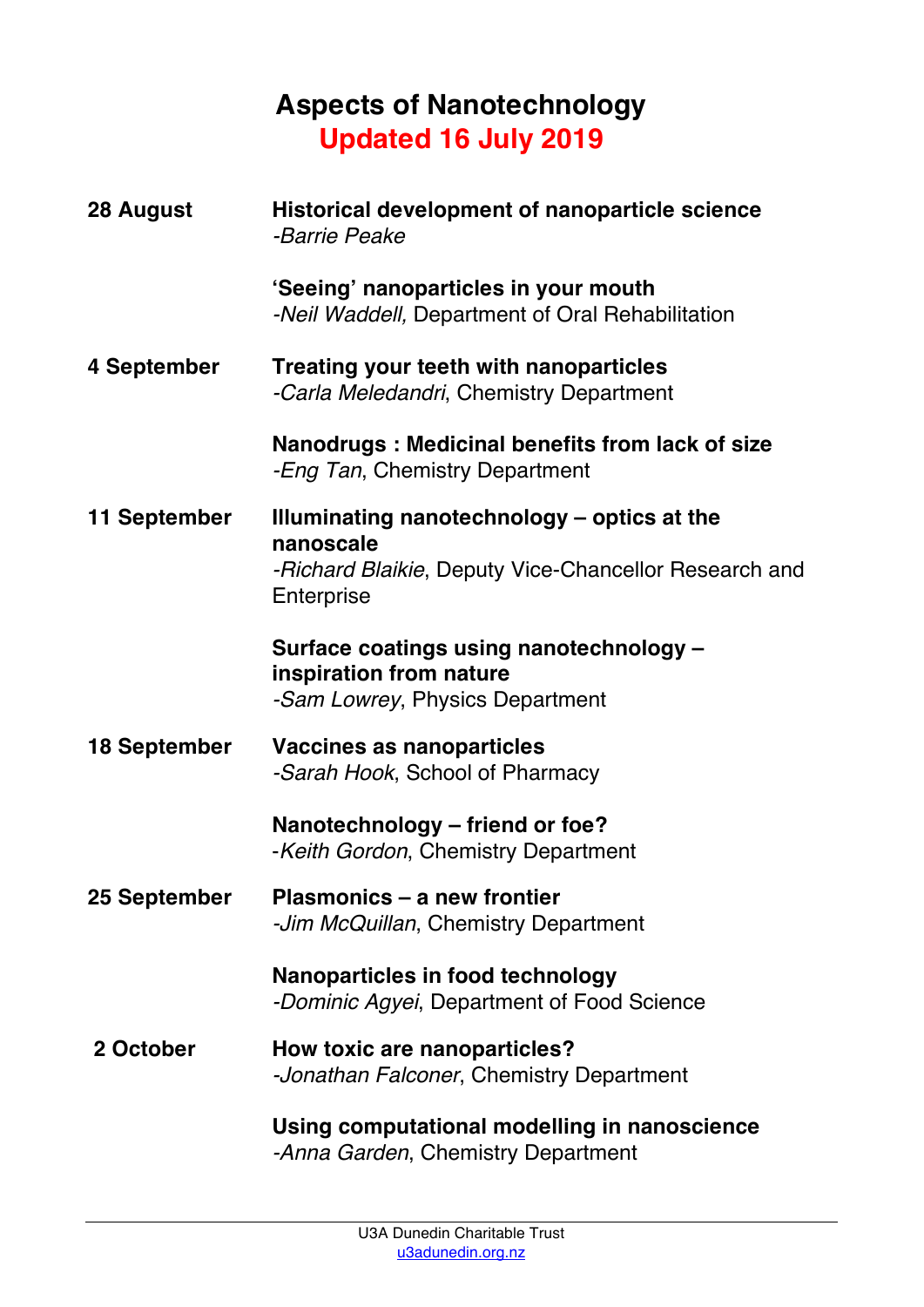# Aspects of Nanotechnology

## Updated 16 July 2019

**28 August**

**Historical development of nanoparticle science**
*-Barrie Peake*

**'Seeing' nanoparticles in your mouth**
*-Neil Waddell,* Department of Oral Rehabilitation

**4 September**

**Treating your teeth with nanoparticles**
*-Carla Meledandri*, Chemistry Department

**Nanodrugs : Medicinal benefits from lack of size**
*-Eng Tan*, Chemistry Department

**11 September**

**Illuminating nanotechnology – optics at the nanoscale**
*-Richard Blaikie*, Deputy Vice-Chancellor Research and Enterprise

**Surface coatings using nanotechnology – inspiration from nature**
*-Sam Lowrey*, Physics Department

**18 September**

**Vaccines as nanoparticles**
*-Sarah Hook*, School of Pharmacy

**Nanotechnology – friend or foe?**
-*Keith Gordon*, Chemistry Department

**25 September**

**Plasmonics – a new frontier**
*-Jim McQuillan*, Chemistry Department

**Nanoparticles in food technology**
*-Dominic Agyei*, Department of Food Science

**2 October**

**How toxic are nanoparticles?**
*-Jonathan Falconer*, Chemistry Department

**Using computational modelling in nanoscience**
*-Anna Garden*, Chemistry Department

---

U3A Dunedin Charitable Trust
u3adunedin.org.nz